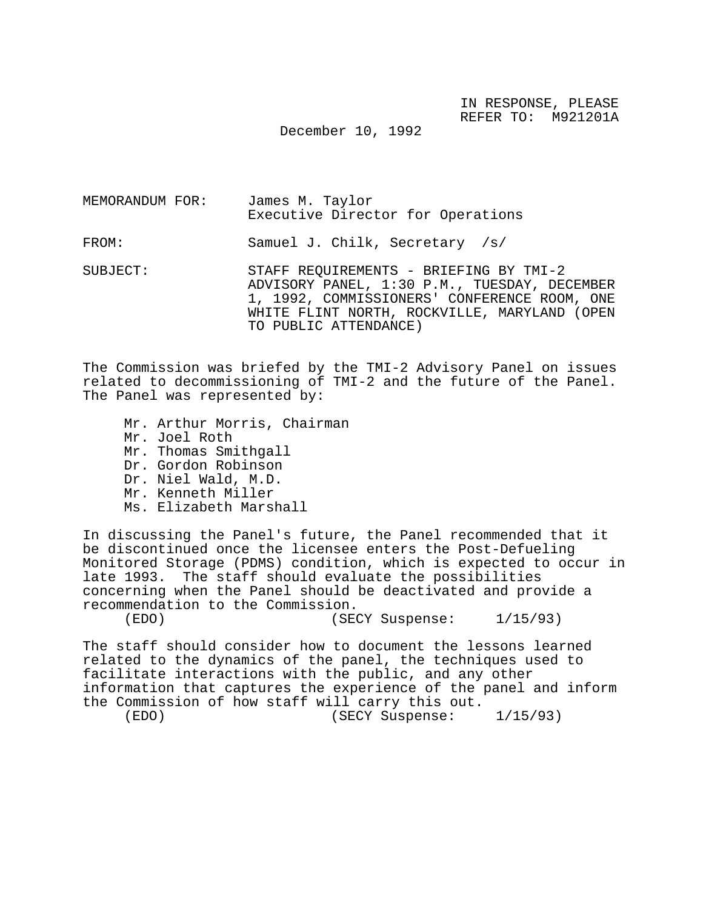IN RESPONSE, PLEASE
REFER TO: M921201A

December 10, 1992

MEMORANDUM FOR: James M. Taylor
Executive Director for Operations

FROM: Samuel J. Chilk, Secretary /s/

SUBJECT: STAFF REQUIREMENTS - BRIEFING BY TMI-2 ADVISORY PANEL, 1:30 P.M., TUESDAY, DECEMBER 1, 1992, COMMISSIONERS' CONFERENCE ROOM, ONE WHITE FLINT NORTH, ROCKVILLE, MARYLAND (OPEN TO PUBLIC ATTENDANCE)

The Commission was briefed by the TMI-2 Advisory Panel on issues related to decommissioning of TMI-2 and the future of the Panel. The Panel was represented by:

- Mr. Arthur Morris, Chairman
- Mr. Joel Roth
- Mr. Thomas Smithgall
- Dr. Gordon Robinson
- Dr. Niel Wald, M.D.
- Mr. Kenneth Miller
- Ms. Elizabeth Marshall

In discussing the Panel's future, the Panel recommended that it be discontinued once the licensee enters the Post-Defueling Monitored Storage (PDMS) condition, which is expected to occur in late 1993. The staff should evaluate the possibilities concerning when the Panel should be deactivated and provide a recommendation to the Commission.

(EDO) (SECY Suspense: 1/15/93)

The staff should consider how to document the lessons learned related to the dynamics of the panel, the techniques used to facilitate interactions with the public, and any other information that captures the experience of the panel and inform the Commission of how staff will carry this out.

(EDO) (SECY Suspense: 1/15/93)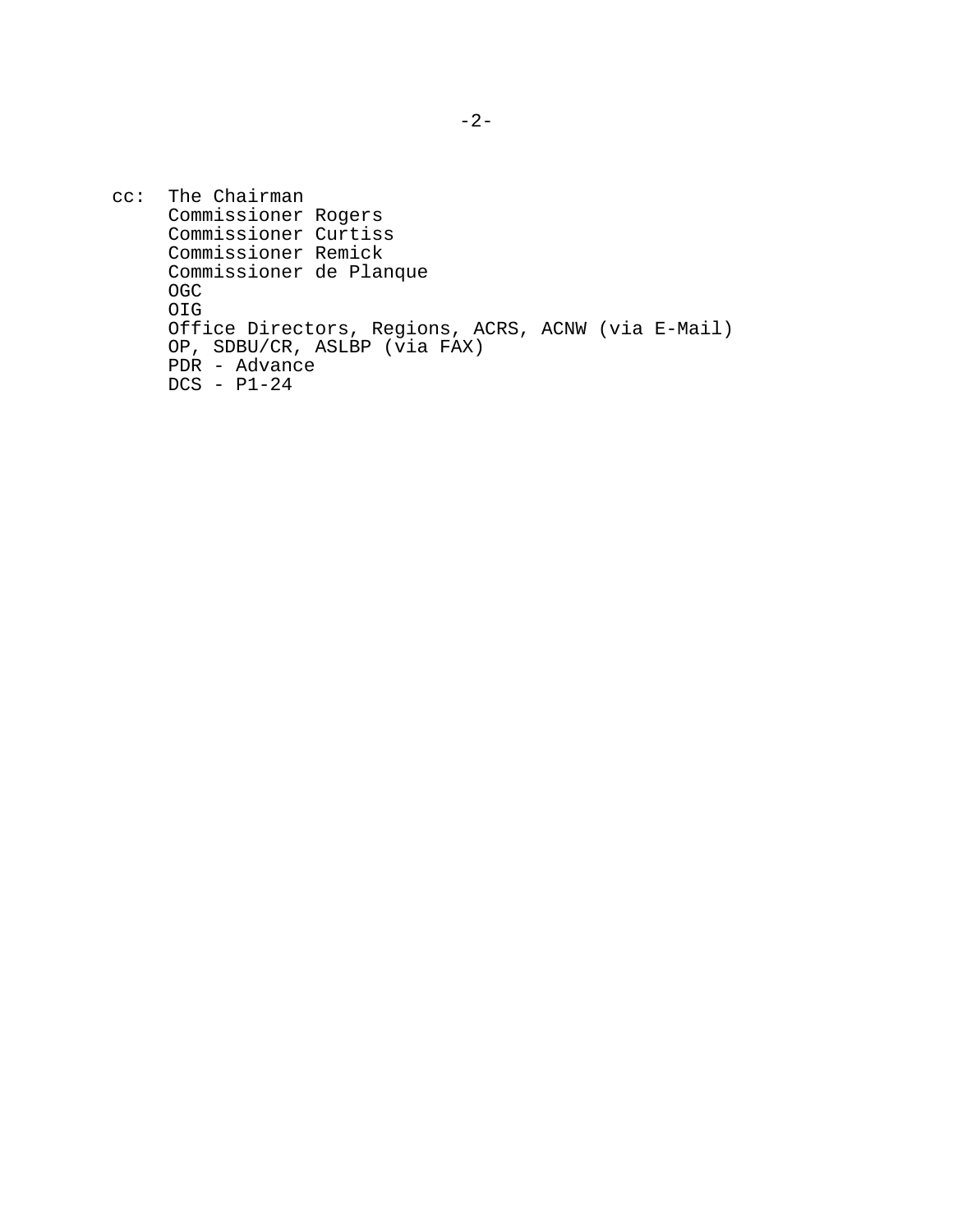cc: The Chairman
Commissioner Rogers
Commissioner Curtiss
Commissioner Remick
Commissioner de Planque
OGC
OIG
Office Directors, Regions, ACRS, ACNW (via E-Mail)
OP, SDBU/CR, ASLBP (via FAX)
PDR - Advance
DCS - P1-24